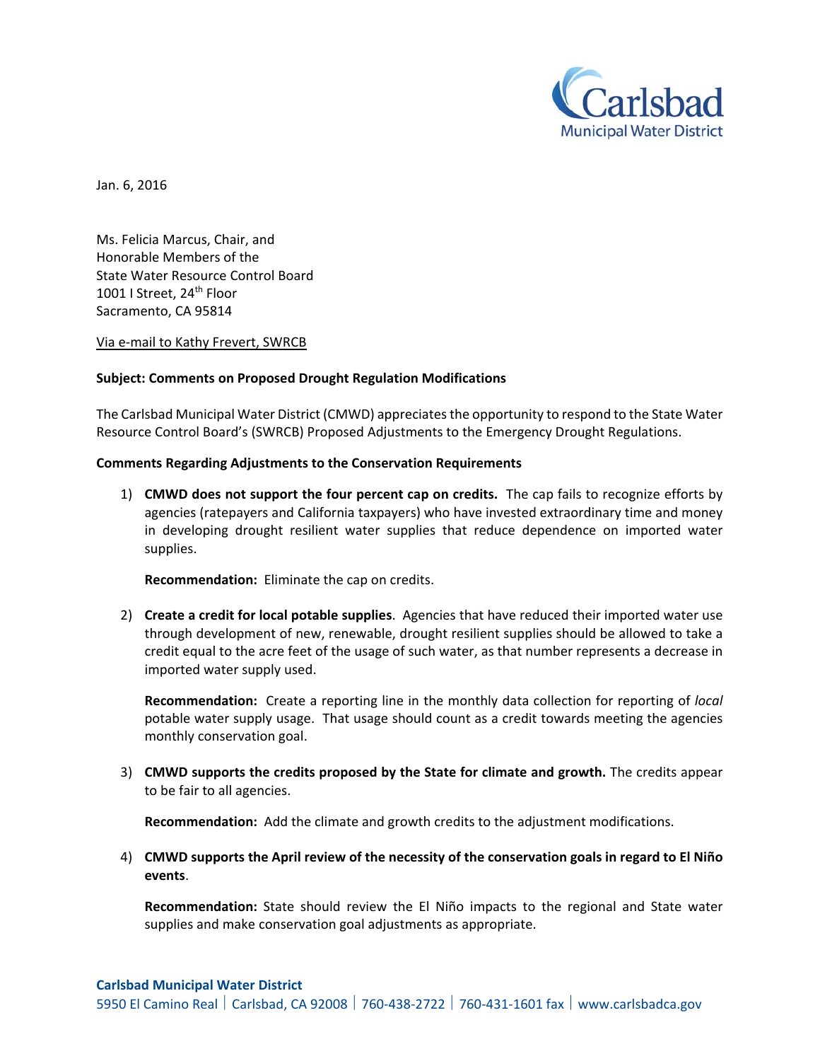Carlsbad Municipal Water District

Jan. 6, 2016

Ms. Felicia Marcus, Chair, and
Honorable Members of the
State Water Resource Control Board
1001 I Street, 24th Floor
Sacramento, CA 95814

Via e-mail to Kathy Frevert, SWRCB

**Subject: Comments on Proposed Drought Regulation Modifications**

The Carlsbad Municipal Water District (CMWD) appreciates the opportunity to respond to the State Water Resource Control Board's (SWRCB) Proposed Adjustments to the Emergency Drought Regulations.

**Comments Regarding Adjustments to the Conservation Requirements**

1) **CMWD does not support the four percent cap on credits.** The cap fails to recognize efforts by agencies (ratepayers and California taxpayers) who have invested extraordinary time and money in developing drought resilient water supplies that reduce dependence on imported water supplies.

   **Recommendation:** Eliminate the cap on credits.

2) **Create a credit for local potable supplies**. Agencies that have reduced their imported water use through development of new, renewable, drought resilient supplies should be allowed to take a credit equal to the acre feet of the usage of such water, as that number represents a decrease in imported water supply used.

   **Recommendation:** Create a reporting line in the monthly data collection for reporting of *local* potable water supply usage. That usage should count as a credit towards meeting the agencies monthly conservation goal.

3) **CMWD supports the credits proposed by the State for climate and growth.** The credits appear to be fair to all agencies.

   **Recommendation:** Add the climate and growth credits to the adjustment modifications.

4) **CMWD supports the April review of the necessity of the conservation goals in regard to El Niño events**.

   **Recommendation:** State should review the El Niño impacts to the regional and State water supplies and make conservation goal adjustments as appropriate.

**Carlsbad Municipal Water District**
5950 El Camino Real | Carlsbad, CA 92008 | 760-438-2722 | 760-431-1601 fax | www.carlsbadca.gov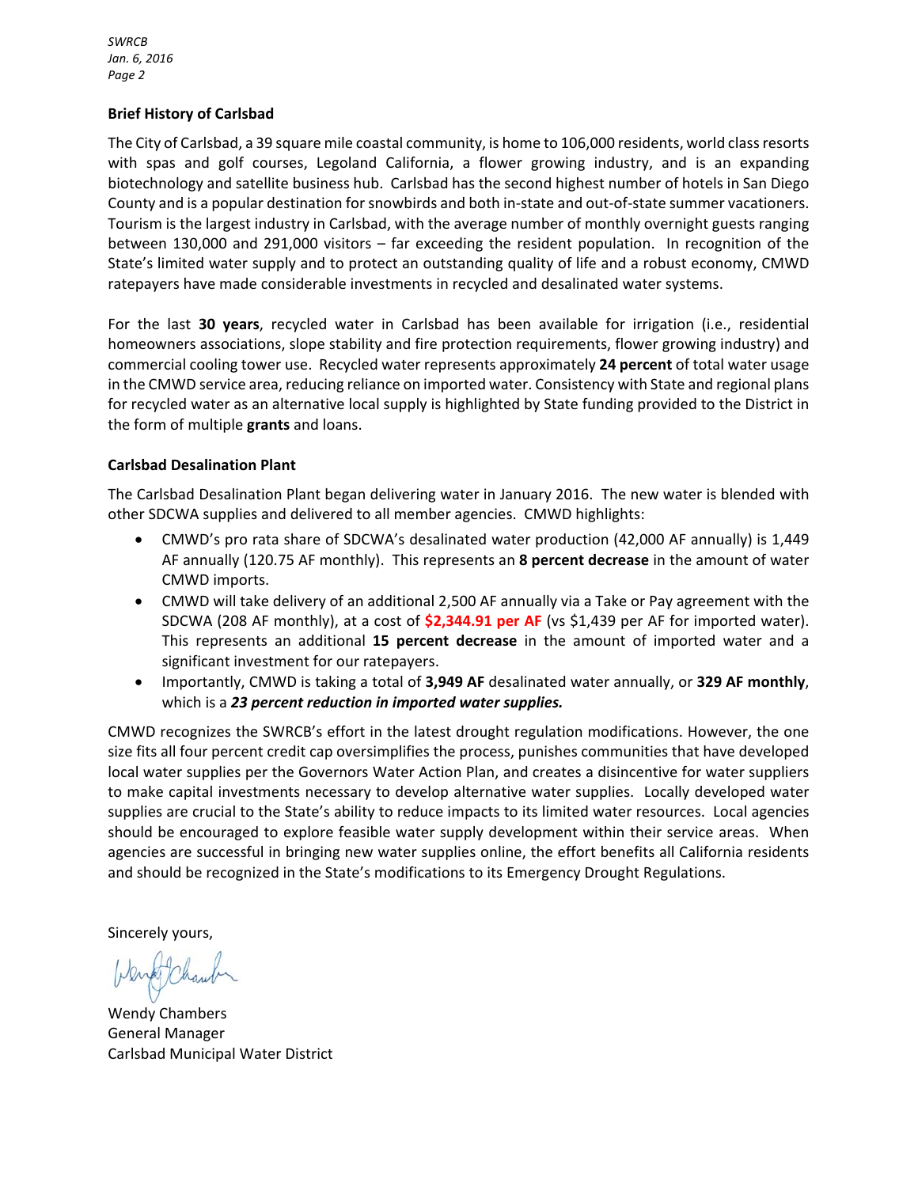**Brief History of Carlsbad**

The City of Carlsbad, a 39 square mile coastal community, is home to 106,000 residents, world class resorts with spas and golf courses, Legoland California, a flower growing industry, and is an expanding biotechnology and satellite business hub. Carlsbad has the second highest number of hotels in San Diego County and is a popular destination for snowbirds and both in-state and out-of-state summer vacationers. Tourism is the largest industry in Carlsbad, with the average number of monthly overnight guests ranging between 130,000 and 291,000 visitors – far exceeding the resident population. In recognition of the State's limited water supply and to protect an outstanding quality of life and a robust economy, CMWD ratepayers have made considerable investments in recycled and desalinated water systems.

For the last **30 years**, recycled water in Carlsbad has been available for irrigation (i.e., residential homeowners associations, slope stability and fire protection requirements, flower growing industry) and commercial cooling tower use. Recycled water represents approximately **24 percent** of total water usage in the CMWD service area, reducing reliance on imported water. Consistency with State and regional plans for recycled water as an alternative local supply is highlighted by State funding provided to the District in the form of multiple **grants** and loans.

**Carlsbad Desalination Plant**

The Carlsbad Desalination Plant began delivering water in January 2016. The new water is blended with other SDCWA supplies and delivered to all member agencies. CMWD highlights:

- CMWD's pro rata share of SDCWA's desalinated water production (42,000 AF annually) is 1,449 AF annually (120.75 AF monthly). This represents an **8 percent decrease** in the amount of water CMWD imports.
- CMWD will take delivery of an additional 2,500 AF annually via a Take or Pay agreement with the SDCWA (208 AF monthly), at a cost of **$2,344.91 per AF** (vs $1,439 per AF for imported water). This represents an additional **15 percent decrease** in the amount of imported water and a significant investment for our ratepayers.
- Importantly, CMWD is taking a total of **3,949 AF** desalinated water annually, or **329 AF monthly**, which is a ***23 percent reduction in imported water supplies.***

CMWD recognizes the SWRCB's effort in the latest drought regulation modifications. However, the one size fits all four percent credit cap oversimplifies the process, punishes communities that have developed local water supplies per the Governors Water Action Plan, and creates a disincentive for water suppliers to make capital investments necessary to develop alternative water supplies. Locally developed water supplies are crucial to the State's ability to reduce impacts to its limited water resources. Local agencies should be encouraged to explore feasible water supply development within their service areas. When agencies are successful in bringing new water supplies online, the effort benefits all California residents and should be recognized in the State's modifications to its Emergency Drought Regulations.

Sincerely yours,

Wendy Chambers
General Manager
Carlsbad Municipal Water District